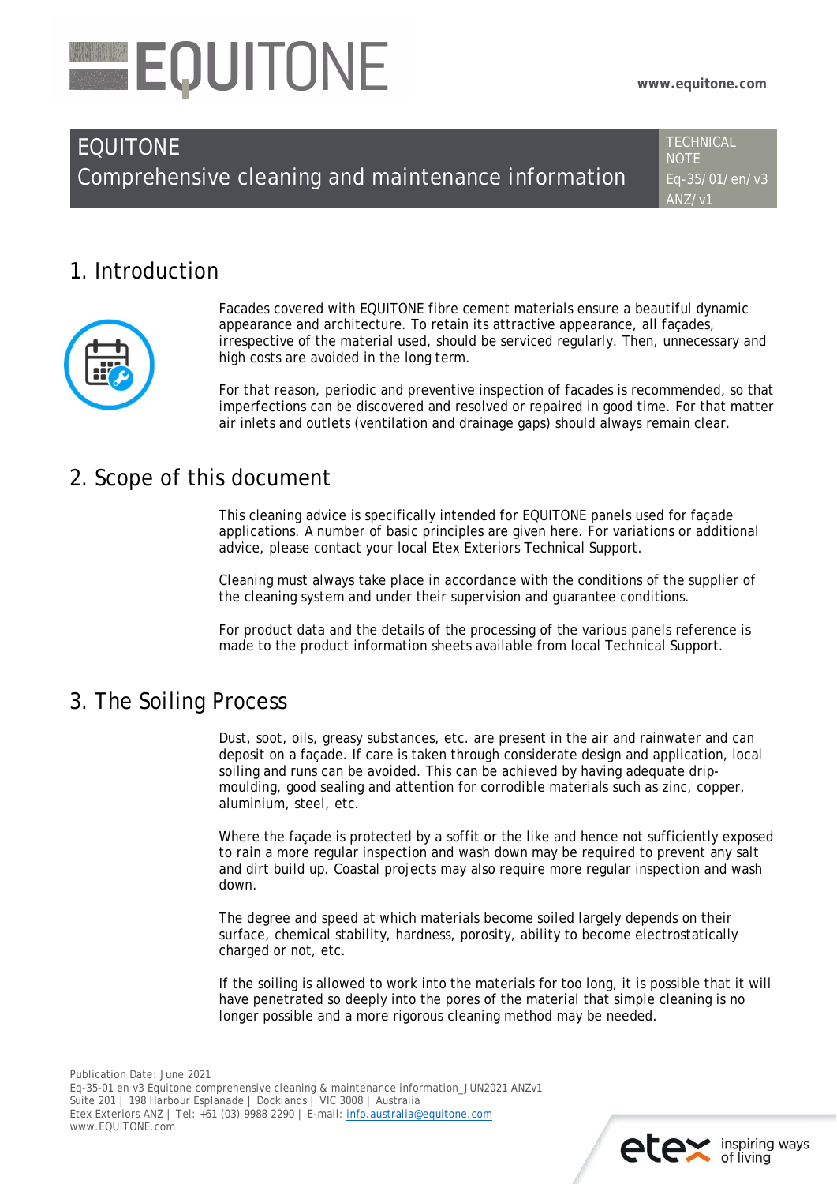# EQUITONE

www.equitone.com

## EQUITONE Comprehensive cleaning and maintenance information

TECHNICAL NOTE Eq-35/01/en/v3 ANZ/v1

## 1. Introduction

Facades covered with EQUITONE fibre cement materials ensure a beautiful dynamic appearance and architecture. To retain its attractive appearance, all façades, irrespective of the material used, should be serviced regularly. Then, unnecessary and high costs are avoided in the long term.

For that reason, periodic and preventive inspection of facades is recommended, so that imperfections can be discovered and resolved or repaired in good time. For that matter air inlets and outlets (ventilation and drainage gaps) should always remain clear.

## 2. Scope of this document

This cleaning advice is specifically intended for EQUITONE panels used for façade applications. A number of basic principles are given here. For variations or additional advice, please contact your local Etex Exteriors Technical Support.

Cleaning must always take place in accordance with the conditions of the supplier of the cleaning system and under their supervision and guarantee conditions.

For product data and the details of the processing of the various panels reference is made to the product information sheets available from local Technical Support.

## 3. The Soiling Process

Dust, soot, oils, greasy substances, etc. are present in the air and rainwater and can deposit on a façade. If care is taken through considerate design and application, local soiling and runs can be avoided. This can be achieved by having adequate drip-moulding, good sealing and attention for corrodible materials such as zinc, copper, aluminium, steel, etc.

Where the façade is protected by a soffit or the like and hence not sufficiently exposed to rain a more regular inspection and wash down may be required to prevent any salt and dirt build up. Coastal projects may also require more regular inspection and wash down.

The degree and speed at which materials become soiled largely depends on their surface, chemical stability, hardness, porosity, ability to become electrostatically charged or not, etc.

If the soiling is allowed to work into the materials for too long, it is possible that it will have penetrated so deeply into the pores of the material that simple cleaning is no longer possible and a more rigorous cleaning method may be needed.

Publication Date: June 2021
Eq-35-01 en v3 Equitone comprehensive cleaning & maintenance information_JUN2021 ANZv1
Suite 201 | 198 Harbour Esplanade | Docklands | VIC 3008 | Australia
Etex Exteriors ANZ | Tel: +61 (03) 9988 2290 | E-mail: info.australia@equitone.com
www.EQUITONE.com

etex inspiring ways of living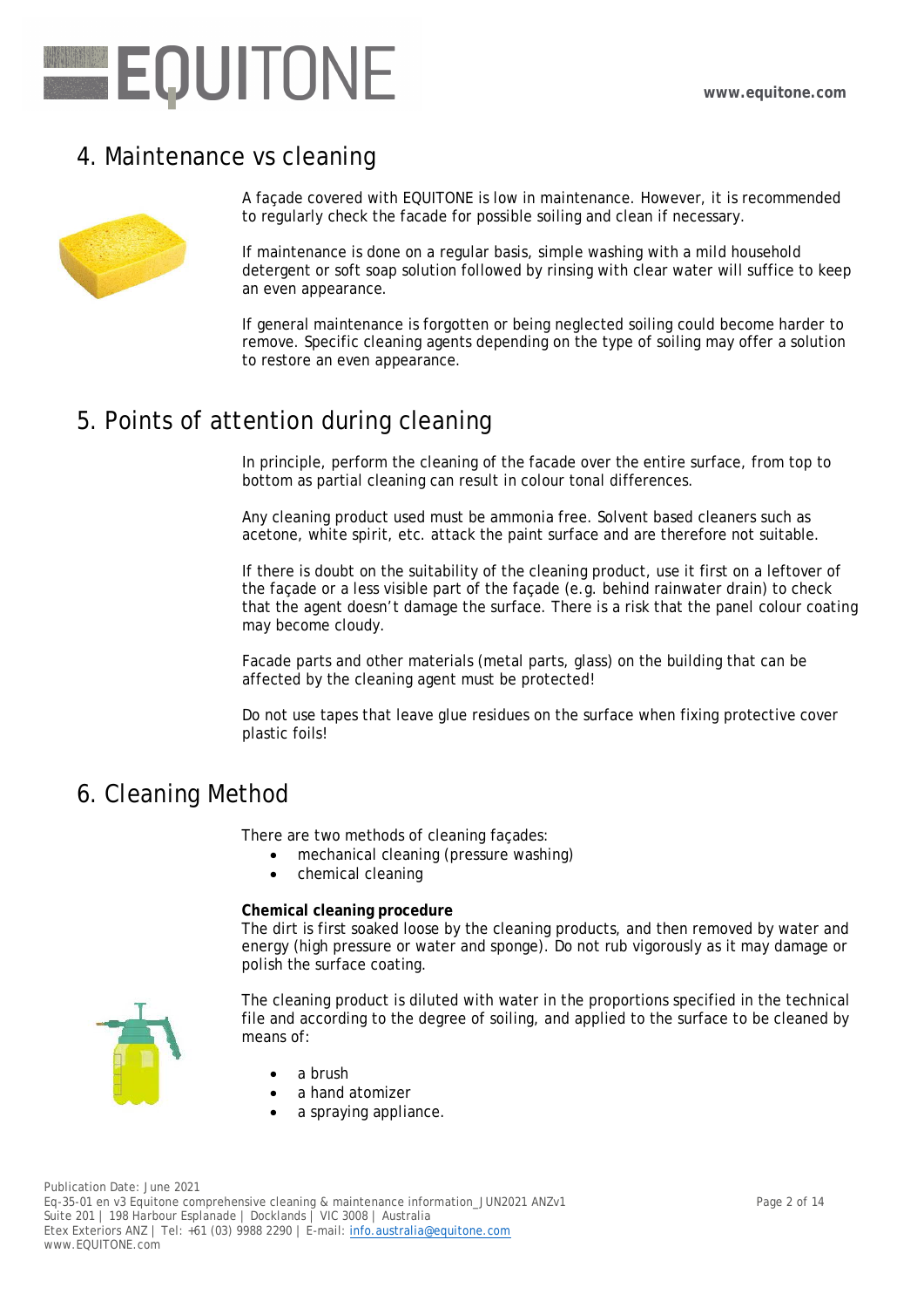## 4. Maintenance vs cleaning

A façade covered with EQUITONE is low in maintenance. However, it is recommended to regularly check the facade for possible soiling and clean if necessary.

If maintenance is done on a regular basis, simple washing with a mild household detergent or soft soap solution followed by rinsing with clear water will suffice to keep an even appearance.

If general maintenance is forgotten or being neglected soiling could become harder to remove. Specific cleaning agents depending on the type of soiling may offer a solution to restore an even appearance.

## 5. Points of attention during cleaning

In principle, perform the cleaning of the facade over the entire surface, from top to bottom as partial cleaning can result in colour tonal differences.

Any cleaning product used must be ammonia free. Solvent based cleaners such as acetone, white spirit, etc. attack the paint surface and are therefore not suitable.

If there is doubt on the suitability of the cleaning product, use it first on a leftover of the façade or a less visible part of the façade (e.g. behind rainwater drain) to check that the agent doesn't damage the surface. There is a risk that the panel colour coating may become cloudy.

Facade parts and other materials (metal parts, glass) on the building that can be affected by the cleaning agent must be protected!

Do not use tapes that leave glue residues on the surface when fixing protective cover plastic foils!

## 6. Cleaning Method

There are two methods of cleaning façades:

- mechanical cleaning (pressure washing)
- chemical cleaning

**Chemical cleaning procedure**

The dirt is first soaked loose by the cleaning products, and then removed by water and energy (high pressure or water and sponge). Do not rub vigorously as it may damage or polish the surface coating.

The cleaning product is diluted with water in the proportions specified in the technical file and according to the degree of soiling, and applied to the surface to be cleaned by means of:

- a brush
- a hand atomizer
- a spraying appliance.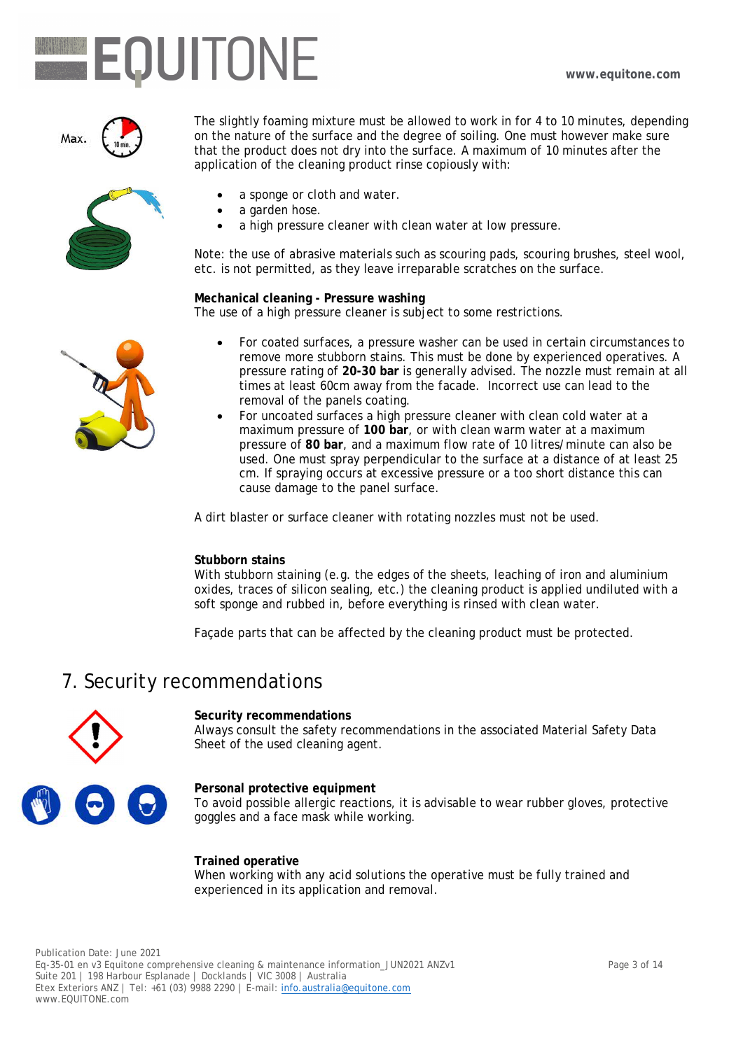The slightly foaming mixture must be allowed to work in for 4 to 10 minutes, depending on the nature of the surface and the degree of soiling. One must however make sure that the product does not dry into the surface. A maximum of 10 minutes after the application of the cleaning product rinse copiously with:

- a sponge or cloth and water.
- a garden hose.
- a high pressure cleaner with clean water at low pressure.

Note: the use of abrasive materials such as scouring pads, scouring brushes, steel wool, etc. is not permitted, as they leave irreparable scratches on the surface.

**Mechanical cleaning - Pressure washing**
The use of a high pressure cleaner is subject to some restrictions.

- For coated surfaces, a pressure washer can be used in certain circumstances to remove more stubborn stains. This must be done by experienced operatives. A pressure rating of **20-30 bar** is generally advised. The nozzle must remain at all times at least 60cm away from the facade. Incorrect use can lead to the removal of the panels coating.
- For uncoated surfaces a high pressure cleaner with clean cold water at a maximum pressure of **100 bar**, or with clean warm water at a maximum pressure of **80 bar**, and a maximum flow rate of 10 litres/minute can also be used. One must spray perpendicular to the surface at a distance of at least 25 cm. If spraying occurs at excessive pressure or a too short distance this can cause damage to the panel surface.

A dirt blaster or surface cleaner with rotating nozzles must not be used.

**Stubborn stains**
With stubborn staining (e.g. the edges of the sheets, leaching of iron and aluminium oxides, traces of silicon sealing, etc.) the cleaning product is applied undiluted with a soft sponge and rubbed in, before everything is rinsed with clean water.

Façade parts that can be affected by the cleaning product must be protected.

## 7. Security recommendations

**Security recommendations**
Always consult the safety recommendations in the associated Material Safety Data Sheet of the used cleaning agent.

**Personal protective equipment**
To avoid possible allergic reactions, it is advisable to wear rubber gloves, protective goggles and a face mask while working.

**Trained operative**
When working with any acid solutions the operative must be fully trained and experienced in its application and removal.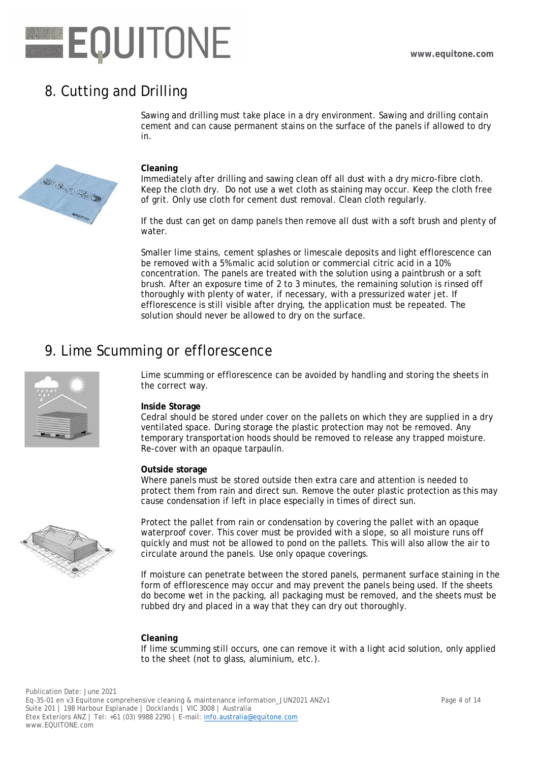# 8. Cutting and Drilling

Sawing and drilling must take place in a dry environment. Sawing and drilling contain cement and can cause permanent stains on the surface of the panels if allowed to dry in.

**Cleaning**

Immediately after drilling and sawing clean off all dust with a dry micro-fibre cloth. Keep the cloth dry. Do not use a wet cloth as staining may occur. Keep the cloth free of grit. Only use cloth for cement dust removal. Clean cloth regularly.

If the dust can get on damp panels then remove all dust with a soft brush and plenty of water.

Smaller lime stains, cement splashes or limescale deposits and light efflorescence can be removed with a 5% malic acid solution or commercial citric acid in a 10% concentration. The panels are treated with the solution using a paintbrush or a soft brush. After an exposure time of 2 to 3 minutes, the remaining solution is rinsed off thoroughly with plenty of water, if necessary, with a pressurized water jet. If efflorescence is still visible after drying, the application must be repeated. The solution should never be allowed to dry on the surface.

# 9. Lime Scumming or efflorescence

Lime scumming or efflorescence can be avoided by handling and storing the sheets in the correct way.

**Inside Storage**

Cedral should be stored under cover on the pallets on which they are supplied in a dry ventilated space. During storage the plastic protection may not be removed. Any temporary transportation hoods should be removed to release any trapped moisture. Re-cover with an opaque tarpaulin.

**Outside storage**

Where panels must be stored outside then extra care and attention is needed to protect them from rain and direct sun. Remove the outer plastic protection as this may cause condensation if left in place especially in times of direct sun.

Protect the pallet from rain or condensation by covering the pallet with an opaque waterproof cover. This cover must be provided with a slope, so all moisture runs off quickly and must not be allowed to pond on the pallets. This will also allow the air to circulate around the panels. Use only opaque coverings.

If moisture can penetrate between the stored panels, permanent surface staining in the form of efflorescence may occur and may prevent the panels being used. If the sheets do become wet in the packing, all packaging must be removed, and the sheets must be rubbed dry and placed in a way that they can dry out thoroughly.

**Cleaning**

If lime scumming still occurs, one can remove it with a light acid solution, only applied to the sheet (not to glass, aluminium, etc.).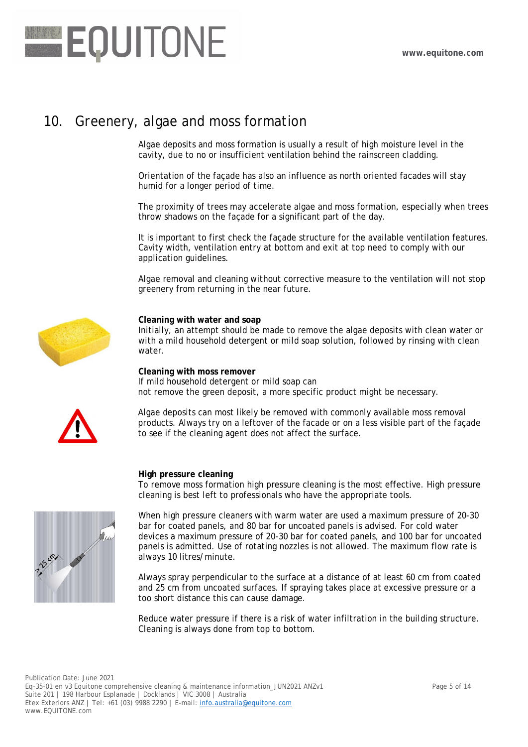## 10. Greenery, algae and moss formation

Algae deposits and moss formation is usually a result of high moisture level in the cavity, due to no or insufficient ventilation behind the rainscreen cladding.

Orientation of the façade has also an influence as north oriented facades will stay humid for a longer period of time.

The proximity of trees may accelerate algae and moss formation, especially when trees throw shadows on the façade for a significant part of the day.

It is important to first check the façade structure for the available ventilation features. Cavity width, ventilation entry at bottom and exit at top need to comply with our application guidelines.

Algae removal and cleaning without corrective measure to the ventilation will not stop greenery from returning in the near future.

**Cleaning with water and soap**
Initially, an attempt should be made to remove the algae deposits with clean water or with a mild household detergent or mild soap solution, followed by rinsing with clean water.

**Cleaning with moss remover**
If mild household detergent or mild soap can not remove the green deposit, a more specific product might be necessary.

Algae deposits can most likely be removed with commonly available moss removal products. Always try on a leftover of the facade or on a less visible part of the façade to see if the cleaning agent does not affect the surface.

**High pressure cleaning**
To remove moss formation high pressure cleaning is the most effective. High pressure cleaning is best left to professionals who have the appropriate tools.

When high pressure cleaners with warm water are used a maximum pressure of 20-30 bar for coated panels, and 80 bar for uncoated panels is advised. For cold water devices a maximum pressure of 20-30 bar for coated panels, and 100 bar for uncoated panels is admitted. Use of rotating nozzles is not allowed. The maximum flow rate is always 10 litres/minute.

Always spray perpendicular to the surface at a distance of at least 60 cm from coated and 25 cm from uncoated surfaces. If spraying takes place at excessive pressure or a too short distance this can cause damage.

Reduce water pressure if there is a risk of water infiltration in the building structure. Cleaning is always done from top to bottom.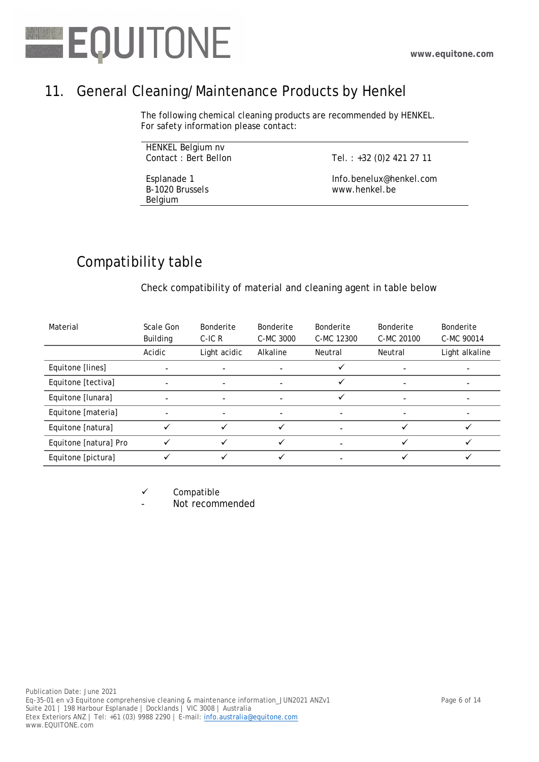## 11. General Cleaning/ Maintenance Products by Henkel

The following chemical cleaning products are recommended by HENKEL.
For safety information please contact:

| | |
|---|---|
| HENKEL Belgium nv<br>Contact : Bert Bellon | Tel. : +32 (0)2 421 27 11 |
| Esplanade 1<br>B-1020 Brussels<br>Belgium | Info.benelux@henkel.com<br>www.henkel.be |

## Compatibility table

Check compatibility of material and cleaning agent in table below

| Material | Scale Gon Building | Bonderite C-IC R | Bonderite C-MC 3000 | Bonderite C-MC 12300 | Bonderite C-MC 20100 | Bonderite C-MC 90014 |
|---|---|---|---|---|---|---|
| | Acidic | Light acidic | Alkaline | Neutral | Neutral | Light alkaline |
| Equitone [lines] | - | - | - | ✓ | - | - |
| Equitone [tectiva] | - | - | - | ✓ | - | - |
| Equitone [lunara] | - | - | - | ✓ | - | - |
| Equitone [materia] | - | - | - | - | - | - |
| Equitone [natura] | ✓ | ✓ | ✓ | - | ✓ | ✓ |
| Equitone [natura] Pro | ✓ | ✓ | ✓ | - | ✓ | ✓ |
| Equitone [pictura] | ✓ | ✓ | ✓ | - | ✓ | ✓ |

✓ Compatible

\- Not recommended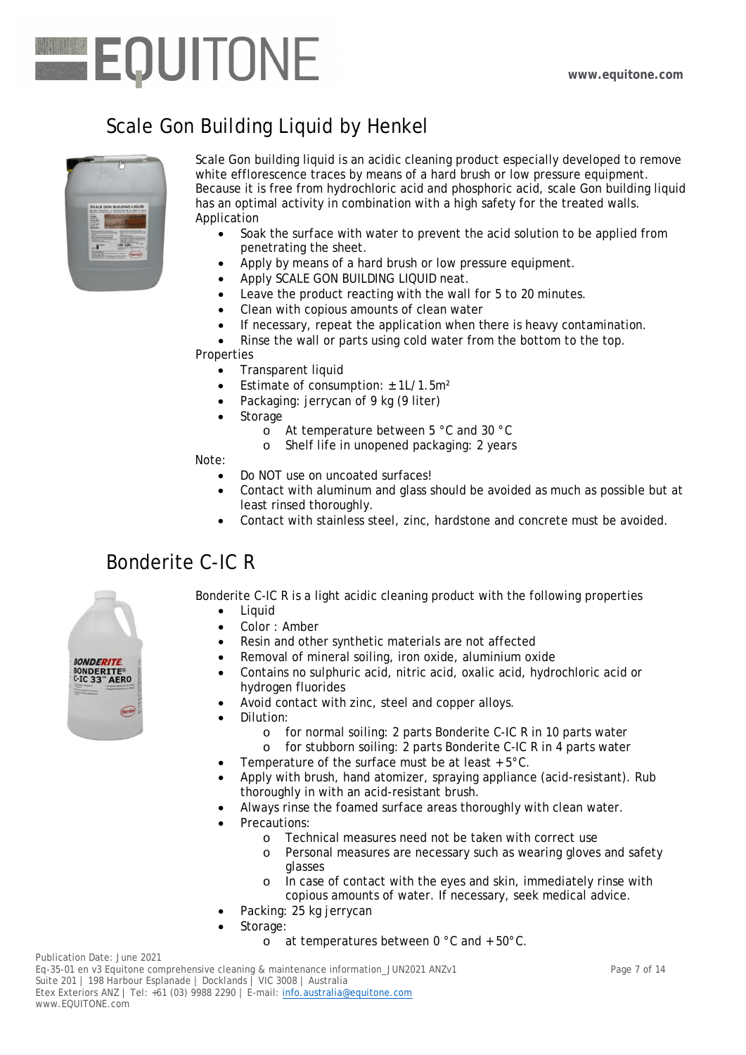## Scale Gon Building Liquid by Henkel

Scale Gon building liquid is an acidic cleaning product especially developed to remove white efflorescence traces by means of a hard brush or low pressure equipment. Because it is free from hydrochloric acid and phosphoric acid, scale Gon building liquid has an optimal activity in combination with a high safety for the treated walls.

Application

- Soak the surface with water to prevent the acid solution to be applied from penetrating the sheet.
- Apply by means of a hard brush or low pressure equipment.
- Apply SCALE GON BUILDING LIQUID neat.
- Leave the product reacting with the wall for 5 to 20 minutes.
- Clean with copious amounts of clean water
- If necessary, repeat the application when there is heavy contamination.
- Rinse the wall or parts using cold water from the bottom to the top.

Properties

- Transparent liquid
- Estimate of consumption: ± 1L/1.5m²
- Packaging: jerrycan of 9 kg (9 liter)
- Storage
  - At temperature between 5 °C and 30 °C
  - Shelf life in unopened packaging: 2 years

Note:

- Do NOT use on uncoated surfaces!
- Contact with aluminum and glass should be avoided as much as possible but at least rinsed thoroughly.
- Contact with stainless steel, zinc, hardstone and concrete must be avoided.

## Bonderite C-IC R

Bonderite C-IC R is a light acidic cleaning product with the following properties

- Liquid
- Color : Amber
- Resin and other synthetic materials are not affected
- Removal of mineral soiling, iron oxide, aluminium oxide
- Contains no sulphuric acid, nitric acid, oxalic acid, hydrochloric acid or hydrogen fluorides
- Avoid contact with zinc, steel and copper alloys.
- Dilution:
  - for normal soiling: 2 parts Bonderite C-IC R in 10 parts water
  - for stubborn soiling: 2 parts Bonderite C-IC R in 4 parts water
- Temperature of the surface must be at least + 5°C.
- Apply with brush, hand atomizer, spraying appliance (acid-resistant). Rub thoroughly in with an acid-resistant brush.
- Always rinse the foamed surface areas thoroughly with clean water.
- Precautions:
  - Technical measures need not be taken with correct use
  - Personal measures are necessary such as wearing gloves and safety glasses
  - In case of contact with the eyes and skin, immediately rinse with copious amounts of water. If necessary, seek medical advice.
- Packing: 25 kg jerrycan
- Storage:
  - at temperatures between 0 °C and + 50°C.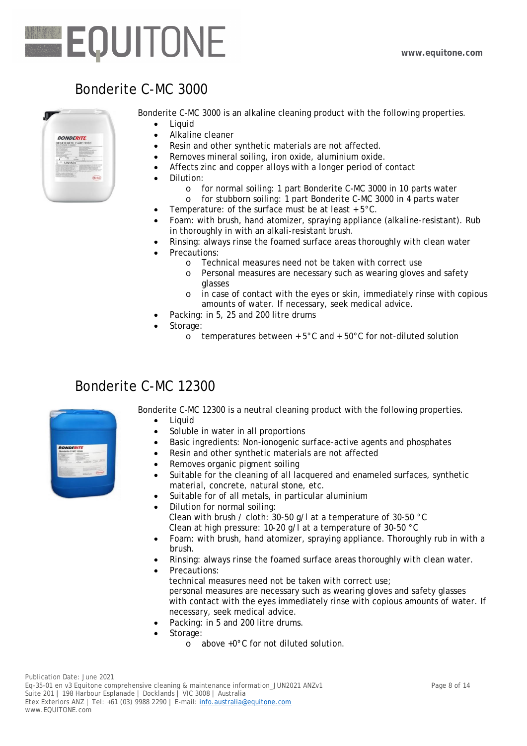## Bonderite C-MC 3000

Bonderite C-MC 3000 is an alkaline cleaning product with the following properties.

- Liquid
- Alkaline cleaner
- Resin and other synthetic materials are not affected.
- Removes mineral soiling, iron oxide, aluminium oxide.
- Affects zinc and copper alloys with a longer period of contact
- Dilution:
  - for normal soiling: 1 part Bonderite C-MC 3000 in 10 parts water
  - for stubborn soiling: 1 part Bonderite C-MC 3000 in 4 parts water
- Temperature: of the surface must be at least +5°C.
- Foam: with brush, hand atomizer, spraying appliance (alkaline-resistant). Rub in thoroughly in with an alkali-resistant brush.
- Rinsing: always rinse the foamed surface areas thoroughly with clean water
- Precautions:
  - Technical measures need not be taken with correct use
  - Personal measures are necessary such as wearing gloves and safety glasses
  - in case of contact with the eyes or skin, immediately rinse with copious amounts of water. If necessary, seek medical advice.
- Packing: in 5, 25 and 200 litre drums
- Storage:
  - temperatures between +5°C and +50°C for not-diluted solution

## Bonderite C-MC 12300

Bonderite C-MC 12300 is a neutral cleaning product with the following properties.

- Liquid
- Soluble in water in all proportions
- Basic ingredients: Non-ionogenic surface-active agents and phosphates
- Resin and other synthetic materials are not affected
- Removes organic pigment soiling
- Suitable for the cleaning of all lacquered and enameled surfaces, synthetic material, concrete, natural stone, etc.
- Suitable for of all metals, in particular aluminium
- Dilution for normal soiling:
  Clean with brush / cloth: 30-50 g/l at a temperature of 30-50 °C
  Clean at high pressure: 10-20 g/l at a temperature of 30-50 °C
- Foam: with brush, hand atomizer, spraying appliance. Thoroughly rub in with a brush.
- Rinsing: always rinse the foamed surface areas thoroughly with clean water.
- Precautions:
  technical measures need not be taken with correct use;
  personal measures are necessary such as wearing gloves and safety glasses
  with contact with the eyes immediately rinse with copious amounts of water. If necessary, seek medical advice.
- Packing: in 5 and 200 litre drums.
- Storage:
  - above +0°C for not diluted solution.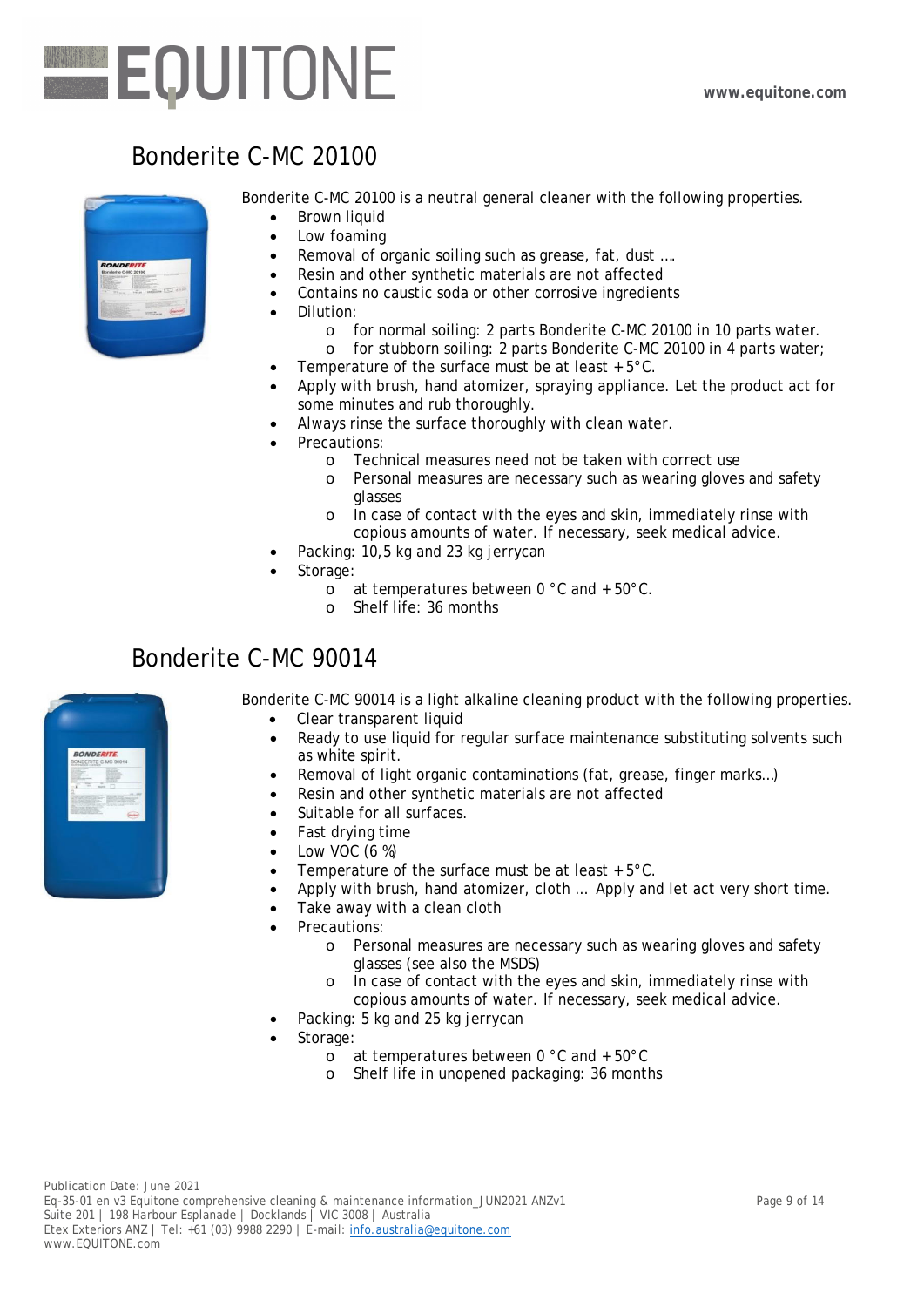## Bonderite C-MC 20100

Bonderite C-MC 20100 is a neutral general cleaner with the following properties.

- Brown liquid
- Low foaming
- Removal of organic soiling such as grease, fat, dust ….
- Resin and other synthetic materials are not affected
- Contains no caustic soda or other corrosive ingredients
- Dilution:
  - for normal soiling: 2 parts Bonderite C-MC 20100 in 10 parts water.
  - for stubborn soiling: 2 parts Bonderite C-MC 20100 in 4 parts water;
- Temperature of the surface must be at least +5°C.
- Apply with brush, hand atomizer, spraying appliance. Let the product act for some minutes and rub thoroughly.
- Always rinse the surface thoroughly with clean water.
- Precautions:
  - Technical measures need not be taken with correct use
  - Personal measures are necessary such as wearing gloves and safety glasses
  - In case of contact with the eyes and skin, immediately rinse with copious amounts of water. If necessary, seek medical advice.
- Packing: 10,5 kg and 23 kg jerrycan
- Storage:
  - at temperatures between 0 °C and +50°C.
  - Shelf life: 36 months

## Bonderite C-MC 90014

Bonderite C-MC 90014 is a light alkaline cleaning product with the following properties.

- Clear transparent liquid
- Ready to use liquid for regular surface maintenance substituting solvents such as white spirit.
- Removal of light organic contaminations (fat, grease, finger marks…)
- Resin and other synthetic materials are not affected
- Suitable for all surfaces.
- Fast drying time
- Low VOC (6 %)
- Temperature of the surface must be at least +5°C.
- Apply with brush, hand atomizer, cloth … Apply and let act very short time.
- Take away with a clean cloth
- Precautions:
  - Personal measures are necessary such as wearing gloves and safety glasses (see also the MSDS)
  - In case of contact with the eyes and skin, immediately rinse with copious amounts of water. If necessary, seek medical advice.
- Packing: 5 kg and 25 kg jerrycan
- Storage:
  - at temperatures between 0 °C and +50°C
  - Shelf life in unopened packaging: 36 months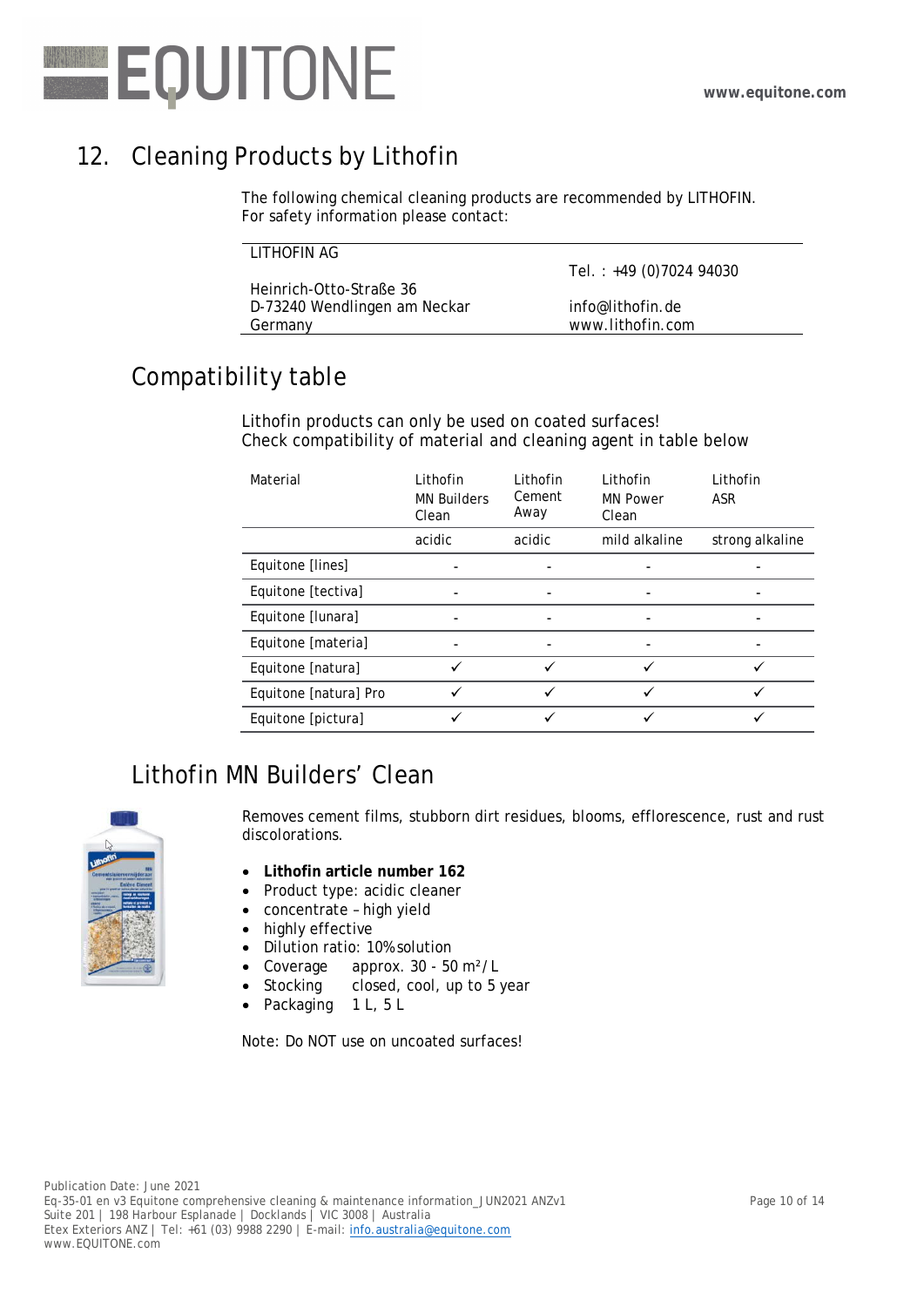## 12. Cleaning Products by Lithofin

The following chemical cleaning products are recommended by LITHOFIN.
For safety information please contact:

| LITHOFIN AG | |
|---|---|
| | Tel. : +49 (0)7024 94030 |
| Heinrich-Otto-Straße 36 | |
| D-73240 Wendlingen am Neckar | info@lithofin.de |
| Germany | www.lithofin.com |

## Compatibility table

Lithofin products can only be used on coated surfaces!
Check compatibility of material and cleaning agent in table below

| Material | Lithofin MN Builders Clean | Lithofin Cement Away | Lithofin MN Power Clean | Lithofin ASR |
|---|---|---|---|---|
| | acidic | acidic | mild alkaline | strong alkaline |
| Equitone [lines] | - | - | - | - |
| Equitone [tectiva] | - | - | - | - |
| Equitone [lunara] | - | - | - | - |
| Equitone [materia] | - | - | - | - |
| Equitone [natura] | ✓ | ✓ | ✓ | ✓ |
| Equitone [natura] Pro | ✓ | ✓ | ✓ | ✓ |
| Equitone [pictura] | ✓ | ✓ | ✓ | ✓ |

## Lithofin MN Builders' Clean

Removes cement films, stubborn dirt residues, blooms, efflorescence, rust and rust discolorations.

- **Lithofin article number 162**
- Product type: acidic cleaner
- concentrate – high yield
- highly effective
- Dilution ratio: 10% solution
- Coverage approx. 30 - 50 m²/ L
- Stocking closed, cool, up to 5 year
- Packaging 1 L, 5 L

Note: Do NOT use on uncoated surfaces!

Publication Date: June 2021
Eq-35-01 en v3 Equitone comprehensive cleaning & maintenance information_JUN2021 ANZv1
Suite 201 | 198 Harbour Esplanade | Docklands | VIC 3008 | Australia
Etex Exteriors ANZ | Tel: +61 (03) 9988 2290 | E-mail: info.australia@equitone.com
www.EQUITONE.com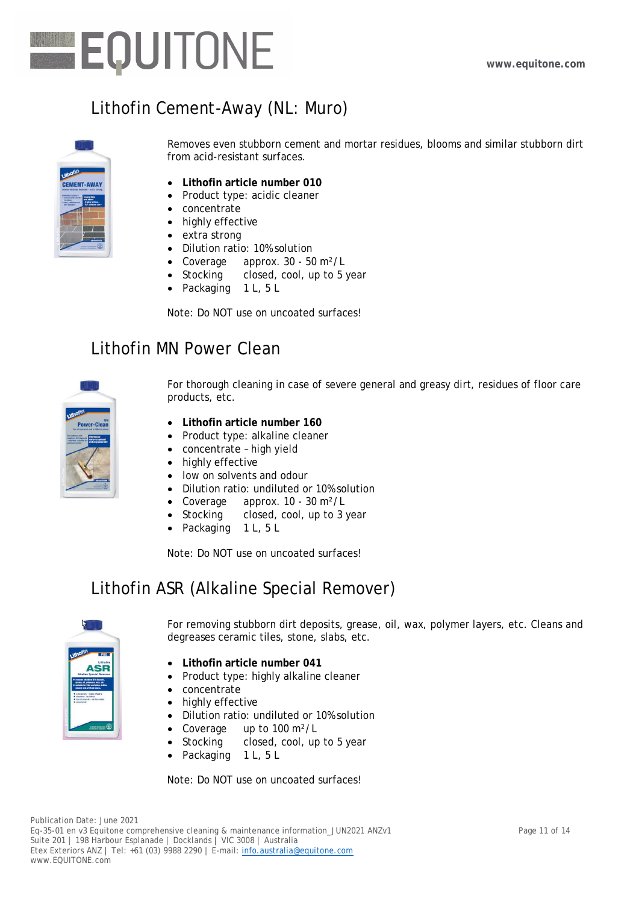## Lithofin Cement-Away (NL: Muro)

Removes even stubborn cement and mortar residues, blooms and similar stubborn dirt from acid-resistant surfaces.

- **Lithofin article number 010**
- Product type: acidic cleaner
- concentrate
- highly effective
- extra strong
- Dilution ratio: 10% solution
- Coverage approx. 30 - 50 m²/L
- Stocking closed, cool, up to 5 year
- Packaging 1 L, 5 L

Note: Do NOT use on uncoated surfaces!

## Lithofin MN Power Clean

For thorough cleaning in case of severe general and greasy dirt, residues of floor care products, etc.

- **Lithofin article number 160**
- Product type: alkaline cleaner
- concentrate – high yield
- highly effective
- low on solvents and odour
- Dilution ratio: undiluted or 10% solution
- Coverage approx. 10 - 30 m²/L
- Stocking closed, cool, up to 3 year
- Packaging 1 L, 5 L

Note: Do NOT use on uncoated surfaces!

## Lithofin ASR (Alkaline Special Remover)

For removing stubborn dirt deposits, grease, oil, wax, polymer layers, etc. Cleans and degreases ceramic tiles, stone, slabs, etc.

- **Lithofin article number 041**
- Product type: highly alkaline cleaner
- concentrate
- highly effective
- Dilution ratio: undiluted or 10% solution
- Coverage up to 100 m²/L
- Stocking closed, cool, up to 5 year
- Packaging 1 L, 5 L

Note: Do NOT use on uncoated surfaces!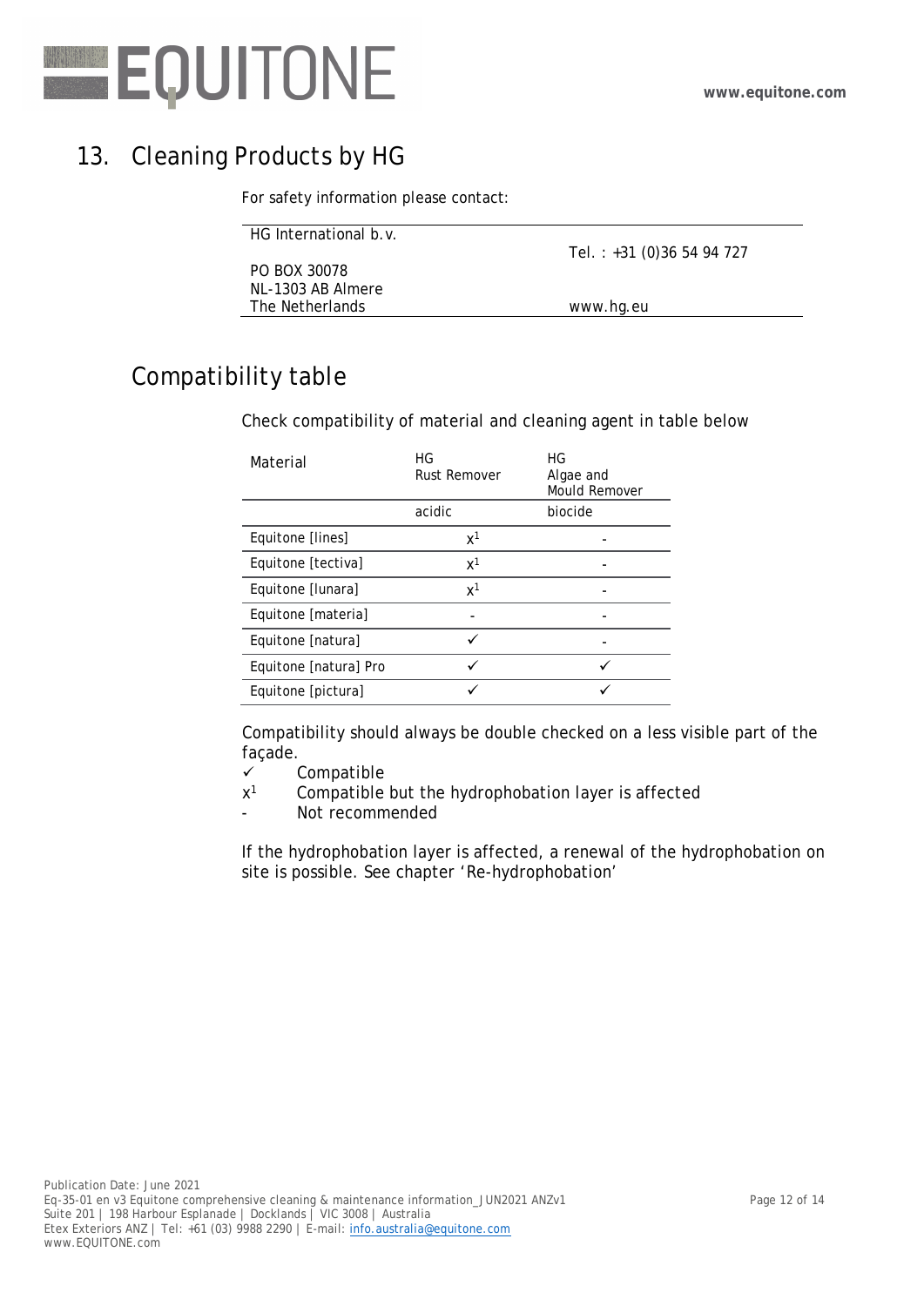# 13. Cleaning Products by HG

For safety information please contact:

| | |
|---|---|
| HG International b.v. | Tel. : +31 (0)36 54 94 727 |
| PO BOX 30078<br>NL-1303 AB Almere<br>The Netherlands | www.hg.eu |

## Compatibility table

Check compatibility of material and cleaning agent in table below

| Material | HG Rust Remover | HG Algae and Mould Remover |
|---|---|---|
| | acidic | biocide |
| Equitone [lines] | x[1] | - |
| Equitone [tectiva] | x[1] | - |
| Equitone [lunara] | x[1] | - |
| Equitone [materia] | - | - |
| Equitone [natura] | ✓ | - |
| Equitone [natura] Pro | ✓ | ✓ |
| Equitone [pictura] | ✓ | ✓ |

Compatibility should always be double checked on a less visible part of the façade.

- ✓ Compatible
- x[1] Compatible but the hydrophobation layer is affected
- \- Not recommended

If the hydrophobation layer is affected, a renewal of the hydrophobation on site is possible. See chapter 'Re-hydrophobation'

Publication Date: June 2021
Eq-35-01 en v3 Equitone comprehensive cleaning & maintenance information_JUN2021 ANZv1
Suite 201 | 198 Harbour Esplanade | Docklands | VIC 3008 | Australia
Etex Exteriors ANZ | Tel: +61 (03) 9988 2290 | E-mail: info.australia@equitone.com
www.EQUITONE.com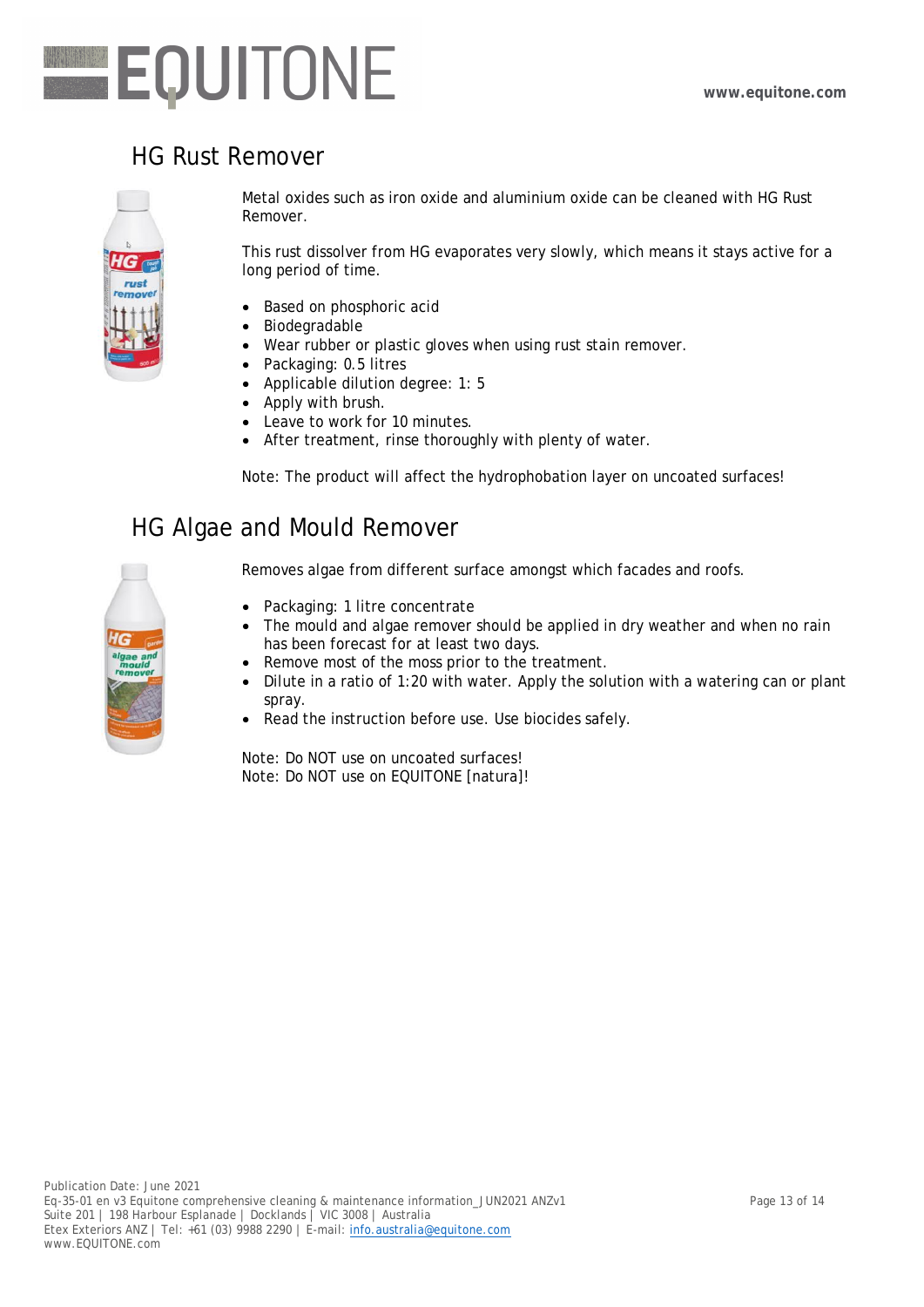## HG Rust Remover

Metal oxides such as iron oxide and aluminium oxide can be cleaned with HG Rust Remover.

This rust dissolver from HG evaporates very slowly, which means it stays active for a long period of time.

- Based on phosphoric acid
- Biodegradable
- Wear rubber or plastic gloves when using rust stain remover.
- Packaging: 0.5 litres
- Applicable dilution degree: 1: 5
- Apply with brush.
- Leave to work for 10 minutes.
- After treatment, rinse thoroughly with plenty of water.

Note: The product will affect the hydrophobation layer on uncoated surfaces!

## HG Algae and Mould Remover

Removes algae from different surface amongst which facades and roofs.

- Packaging: 1 litre concentrate
- The mould and algae remover should be applied in dry weather and when no rain has been forecast for at least two days.
- Remove most of the moss prior to the treatment.
- Dilute in a ratio of 1:20 with water. Apply the solution with a watering can or plant spray.
- Read the instruction before use. Use biocides safely.

Note: Do NOT use on uncoated surfaces!
Note: Do NOT use on EQUITONE [natura]!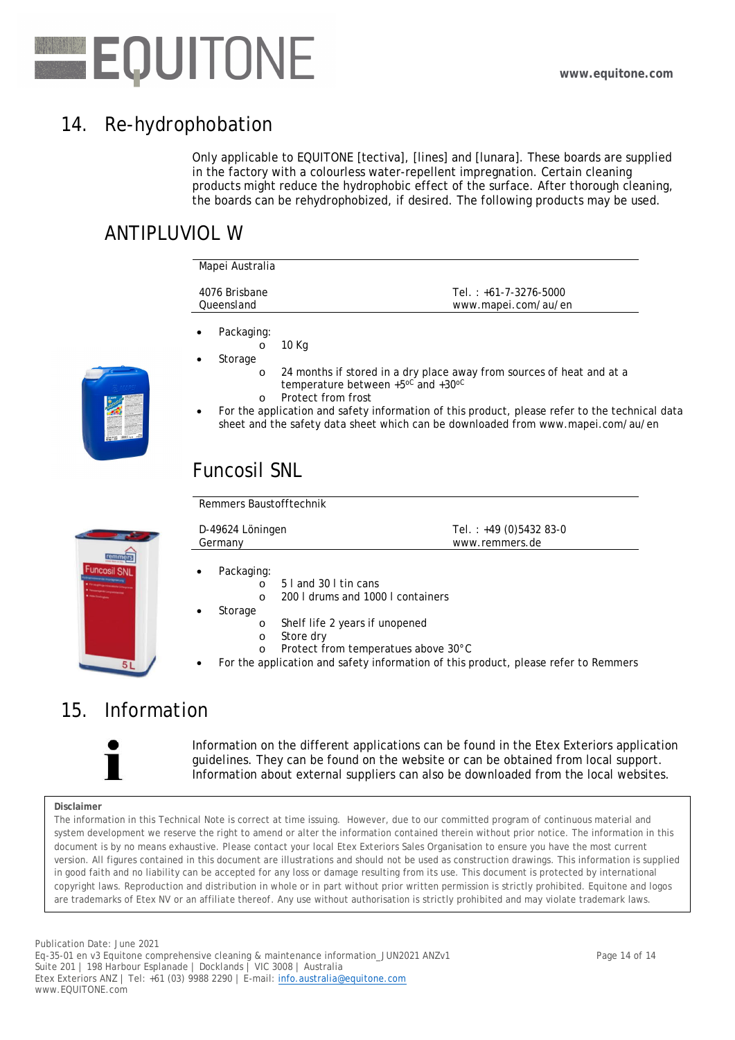## 14. Re-hydrophobation

Only applicable to EQUITONE [tectiva], [lines] and [lunara]. These boards are supplied in the factory with a colourless water-repellent impregnation. Certain cleaning products might reduce the hydrophobic effect of the surface. After thorough cleaning, the boards can be rehydrophobized, if desired. The following products may be used.

### ANTIPLUVIOL W

| Mapei Australia | |
|---|---|
| 4076 Brisbane<br>Queensland | Tel. : +61-7-3276-5000<br>www.mapei.com/au/en |

- Packaging:
  - 10 Kg
- Storage
  - 24 months if stored in a dry place away from sources of heat and at a temperature between +5ºC and +30ºC
  - Protect from frost
- For the application and safety information of this product, please refer to the technical data sheet and the safety data sheet which can be downloaded from www.mapei.com/au/en

### Funcosil SNL

| Remmers Baustofftechnik | |
|---|---|
| D-49624 Löningen<br>Germany | Tel. : +49 (0)5432 83-0<br>www.remmers.de |

- Packaging:
  - 5 l and 30 l tin cans
  - 200 l drums and 1000 l containers
- Storage
  - Shelf life 2 years if unopened
  - Store dry
  - Protect from temperatues above 30°C
- For the application and safety information of this product, please refer to Remmers

## 15. Information

Information on the different applications can be found in the Etex Exteriors application guidelines. They can be found on the website or can be obtained from local support. Information about external suppliers can also be downloaded from the local websites.

**Disclaimer**

The information in this Technical Note is correct at time issuing. However, due to our committed program of continuous material and system development we reserve the right to amend or alter the information contained therein without prior notice. The information in this document is by no means exhaustive. Please contact your local Etex Exteriors Sales Organisation to ensure you have the most current version. All figures contained in this document are illustrations and should not be used as construction drawings. This information is supplied in good faith and no liability can be accepted for any loss or damage resulting from its use. This document is protected by international copyright laws. Reproduction and distribution in whole or in part without prior written permission is strictly prohibited. Equitone and logos are trademarks of Etex NV or an affiliate thereof. Any use without authorisation is strictly prohibited and may violate trademark laws.

Publication Date: June 2021
Eq-35-01 en v3 Equitone comprehensive cleaning & maintenance information_JUN2021 ANZv1
Suite 201 | 198 Harbour Esplanade | Docklands | VIC 3008 | Australia
Etex Exteriors ANZ | Tel: +61 (03) 9988 2290 | E-mail: info.australia@equitone.com
www.EQUITONE.com